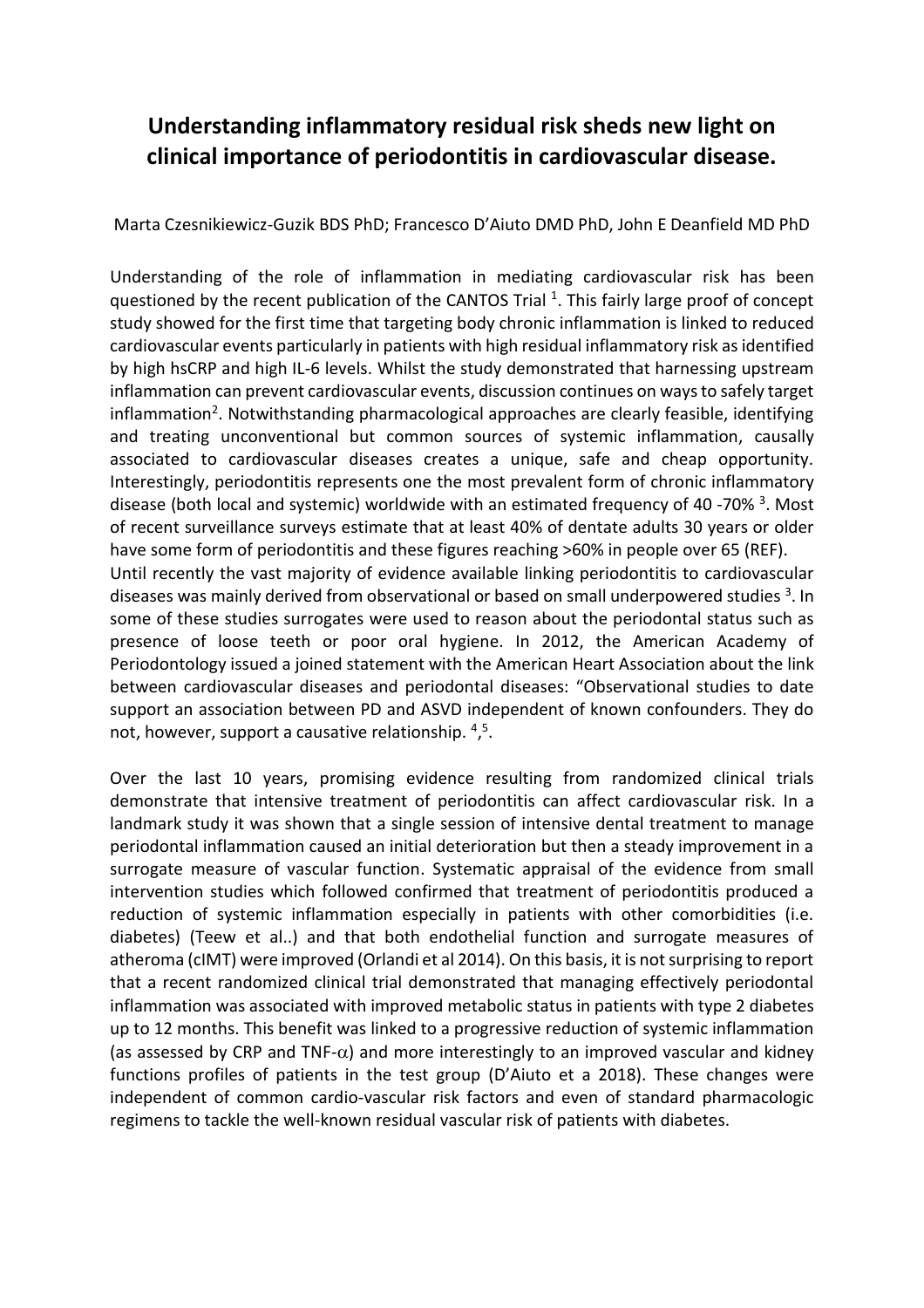# Understanding inflammatory residual risk sheds new light on clinical importance of periodontitis in cardiovascular disease.

Marta Czesnikiewicz-Guzik BDS PhD; Francesco D'Aiuto DMD PhD, John E Deanfield MD PhD

Understanding of the role of inflammation in mediating cardiovascular risk has been questioned by the recent publication of the CANTOS Trial [1]. This fairly large proof of concept study showed for the first time that targeting body chronic inflammation is linked to reduced cardiovascular events particularly in patients with high residual inflammatory risk as identified by high hsCRP and high IL-6 levels. Whilst the study demonstrated that harnessing upstream inflammation can prevent cardiovascular events, discussion continues on ways to safely target inflammation[2]. Notwithstanding pharmacological approaches are clearly feasible, identifying and treating unconventional but common sources of systemic inflammation, causally associated to cardiovascular diseases creates a unique, safe and cheap opportunity. Interestingly, periodontitis represents one the most prevalent form of chronic inflammatory disease (both local and systemic) worldwide with an estimated frequency of 40 -70% [3]. Most of recent surveillance surveys estimate that at least 40% of dentate adults 30 years or older have some form of periodontitis and these figures reaching >60% in people over 65 (REF).

Until recently the vast majority of evidence available linking periodontitis to cardiovascular diseases was mainly derived from observational or based on small underpowered studies [3]. In some of these studies surrogates were used to reason about the periodontal status such as presence of loose teeth or poor oral hygiene. In 2012, the American Academy of Periodontology issued a joined statement with the American Heart Association about the link between cardiovascular diseases and periodontal diseases: "Observational studies to date support an association between PD and ASVD independent of known confounders. They do not, however, support a causative relationship. [4],[5].

Over the last 10 years, promising evidence resulting from randomized clinical trials demonstrate that intensive treatment of periodontitis can affect cardiovascular risk. In a landmark study it was shown that a single session of intensive dental treatment to manage periodontal inflammation caused an initial deterioration but then a steady improvement in a surrogate measure of vascular function. Systematic appraisal of the evidence from small intervention studies which followed confirmed that treatment of periodontitis produced a reduction of systemic inflammation especially in patients with other comorbidities (i.e. diabetes) (Teew et al..) and that both endothelial function and surrogate measures of atheroma (cIMT) were improved (Orlandi et al 2014). On this basis, it is not surprising to report that a recent randomized clinical trial demonstrated that managing effectively periodontal inflammation was associated with improved metabolic status in patients with type 2 diabetes up to 12 months. This benefit was linked to a progressive reduction of systemic inflammation (as assessed by CRP and TNF-$\alpha$) and more interestingly to an improved vascular and kidney functions profiles of patients in the test group (D'Aiuto et a 2018). These changes were independent of common cardio-vascular risk factors and even of standard pharmacologic regimens to tackle the well-known residual vascular risk of patients with diabetes.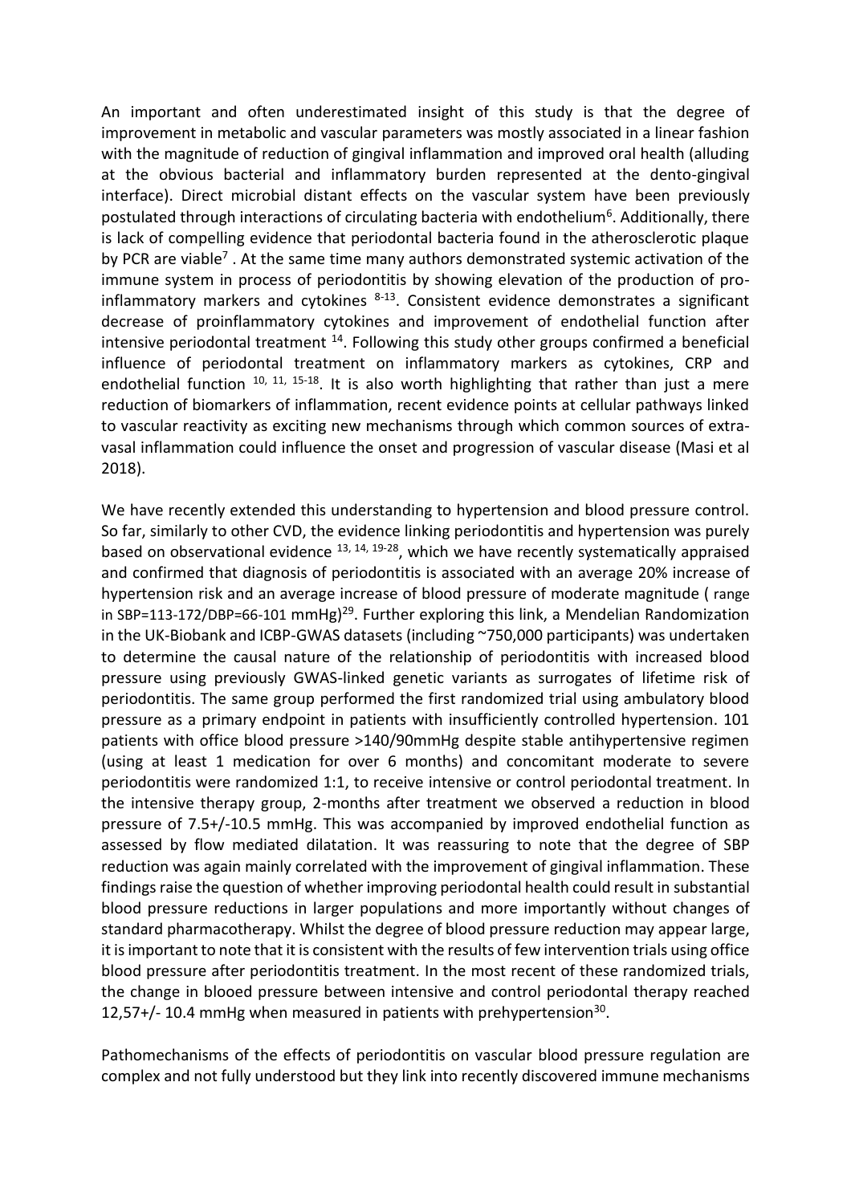An important and often underestimated insight of this study is that the degree of improvement in metabolic and vascular parameters was mostly associated in a linear fashion with the magnitude of reduction of gingival inflammation and improved oral health (alluding at the obvious bacterial and inflammatory burden represented at the dento-gingival interface). Direct microbial distant effects on the vascular system have been previously postulated through interactions of circulating bacteria with endothelium[6]. Additionally, there is lack of compelling evidence that periodontal bacteria found in the atherosclerotic plaque by PCR are viable[7] . At the same time many authors demonstrated systemic activation of the immune system in process of periodontitis by showing elevation of the production of pro-inflammatory markers and cytokines [8-13]. Consistent evidence demonstrates a significant decrease of proinflammatory cytokines and improvement of endothelial function after intensive periodontal treatment [14]. Following this study other groups confirmed a beneficial influence of periodontal treatment on inflammatory markers as cytokines, CRP and endothelial function [10, 11, 15-18]. It is also worth highlighting that rather than just a mere reduction of biomarkers of inflammation, recent evidence points at cellular pathways linked to vascular reactivity as exciting new mechanisms through which common sources of extra-vasal inflammation could influence the onset and progression of vascular disease (Masi et al 2018).

We have recently extended this understanding to hypertension and blood pressure control. So far, similarly to other CVD, the evidence linking periodontitis and hypertension was purely based on observational evidence [13, 14, 19-28], which we have recently systematically appraised and confirmed that diagnosis of periodontitis is associated with an average 20% increase of hypertension risk and an average increase of blood pressure of moderate magnitude ( range in SBP=113-172/DBP=66-101 mmHg)[29]. Further exploring this link, a Mendelian Randomization in the UK-Biobank and ICBP-GWAS datasets (including ~750,000 participants) was undertaken to determine the causal nature of the relationship of periodontitis with increased blood pressure using previously GWAS-linked genetic variants as surrogates of lifetime risk of periodontitis. The same group performed the first randomized trial using ambulatory blood pressure as a primary endpoint in patients with insufficiently controlled hypertension. 101 patients with office blood pressure >140/90mmHg despite stable antihypertensive regimen (using at least 1 medication for over 6 months) and concomitant moderate to severe periodontitis were randomized 1:1, to receive intensive or control periodontal treatment. In the intensive therapy group, 2-months after treatment we observed a reduction in blood pressure of 7.5+/-10.5 mmHg. This was accompanied by improved endothelial function as assessed by flow mediated dilatation. It was reassuring to note that the degree of SBP reduction was again mainly correlated with the improvement of gingival inflammation. These findings raise the question of whether improving periodontal health could result in substantial blood pressure reductions in larger populations and more importantly without changes of standard pharmacotherapy. Whilst the degree of blood pressure reduction may appear large, it is important to note that it is consistent with the results of few intervention trials using office blood pressure after periodontitis treatment. In the most recent of these randomized trials, the change in blooed pressure between intensive and control periodontal therapy reached 12,57+/- 10.4 mmHg when measured in patients with prehypertension[30].

Pathomechanisms of the effects of periodontitis on vascular blood pressure regulation are complex and not fully understood but they link into recently discovered immune mechanisms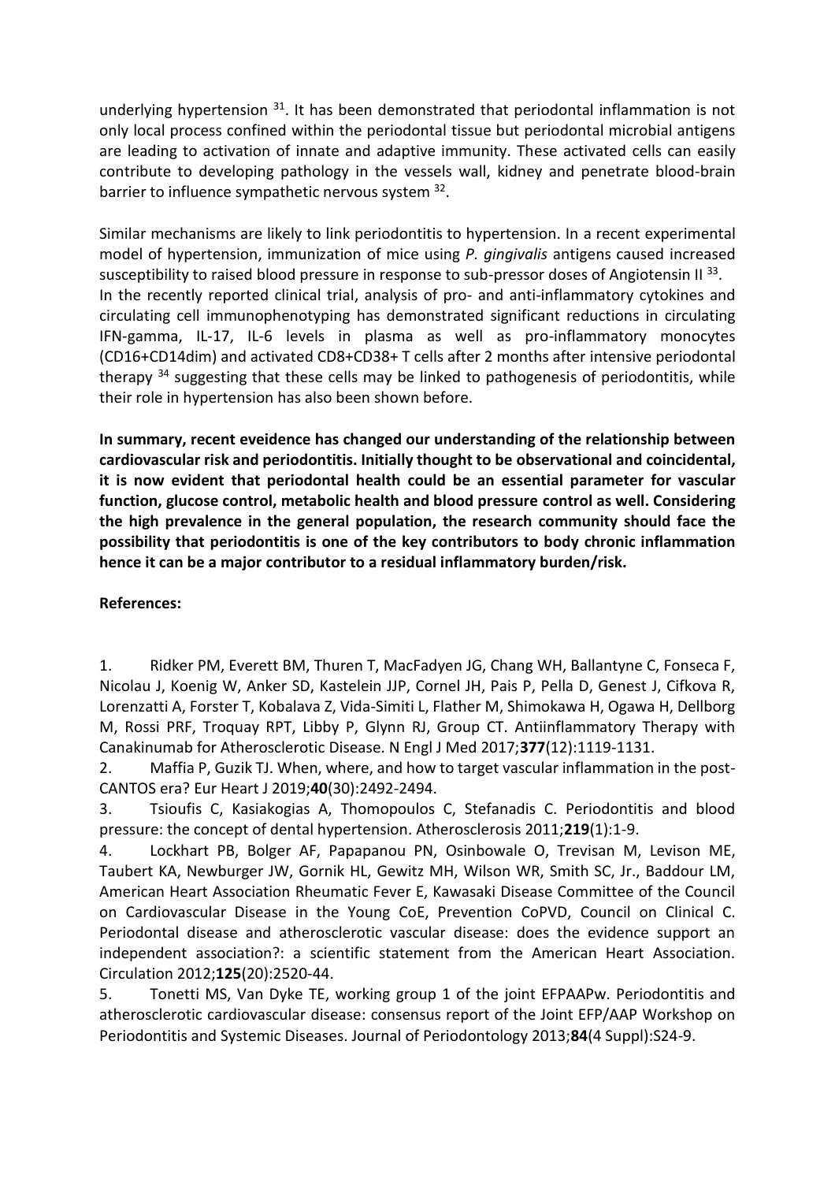underlying hypertension [31]. It has been demonstrated that periodontal inflammation is not only local process confined within the periodontal tissue but periodontal microbial antigens are leading to activation of innate and adaptive immunity. These activated cells can easily contribute to developing pathology in the vessels wall, kidney and penetrate blood-brain barrier to influence sympathetic nervous system [32].

Similar mechanisms are likely to link periodontitis to hypertension. In a recent experimental model of hypertension, immunization of mice using *P. gingivalis* antigens caused increased susceptibility to raised blood pressure in response to sub-pressor doses of Angiotensin II [33]. In the recently reported clinical trial, analysis of pro- and anti-inflammatory cytokines and circulating cell immunophenotyping has demonstrated significant reductions in circulating IFN-gamma, IL-17, IL-6 levels in plasma as well as pro-inflammatory monocytes (CD16+CD14dim) and activated CD8+CD38+ T cells after 2 months after intensive periodontal therapy [34] suggesting that these cells may be linked to pathogenesis of periodontitis, while their role in hypertension has also been shown before.

**In summary, recent eveidence has changed our understanding of the relationship between cardiovascular risk and periodontitis. Initially thought to be observational and coincidental, it is now evident that periodontal health could be an essential parameter for vascular function, glucose control, metabolic health and blood pressure control as well. Considering the high prevalence in the general population, the research community should face the possibility that periodontitis is one of the key contributors to body chronic inflammation hence it can be a major contributor to a residual inflammatory burden/risk.**

**References:**

1. Ridker PM, Everett BM, Thuren T, MacFadyen JG, Chang WH, Ballantyne C, Fonseca F, Nicolau J, Koenig W, Anker SD, Kastelein JJP, Cornel JH, Pais P, Pella D, Genest J, Cifkova R, Lorenzatti A, Forster T, Kobalava Z, Vida-Simiti L, Flather M, Shimokawa H, Ogawa H, Dellborg M, Rossi PRF, Troquay RPT, Libby P, Glynn RJ, Group CT. Antiinflammatory Therapy with Canakinumab for Atherosclerotic Disease. N Engl J Med 2017;**377**(12):1119-1131.
2. Maffia P, Guzik TJ. When, where, and how to target vascular inflammation in the post-CANTOS era? Eur Heart J 2019;**40**(30):2492-2494.
3. Tsioufis C, Kasiakogias A, Thomopoulos C, Stefanadis C. Periodontitis and blood pressure: the concept of dental hypertension. Atherosclerosis 2011;**219**(1):1-9.
4. Lockhart PB, Bolger AF, Papapanou PN, Osinbowale O, Trevisan M, Levison ME, Taubert KA, Newburger JW, Gornik HL, Gewitz MH, Wilson WR, Smith SC, Jr., Baddour LM, American Heart Association Rheumatic Fever E, Kawasaki Disease Committee of the Council on Cardiovascular Disease in the Young CoE, Prevention CoPVD, Council on Clinical C. Periodontal disease and atherosclerotic vascular disease: does the evidence support an independent association?: a scientific statement from the American Heart Association. Circulation 2012;**125**(20):2520-44.
5. Tonetti MS, Van Dyke TE, working group 1 of the joint EFPAAPw. Periodontitis and atherosclerotic cardiovascular disease: consensus report of the Joint EFP/AAP Workshop on Periodontitis and Systemic Diseases. Journal of Periodontology 2013;**84**(4 Suppl):S24-9.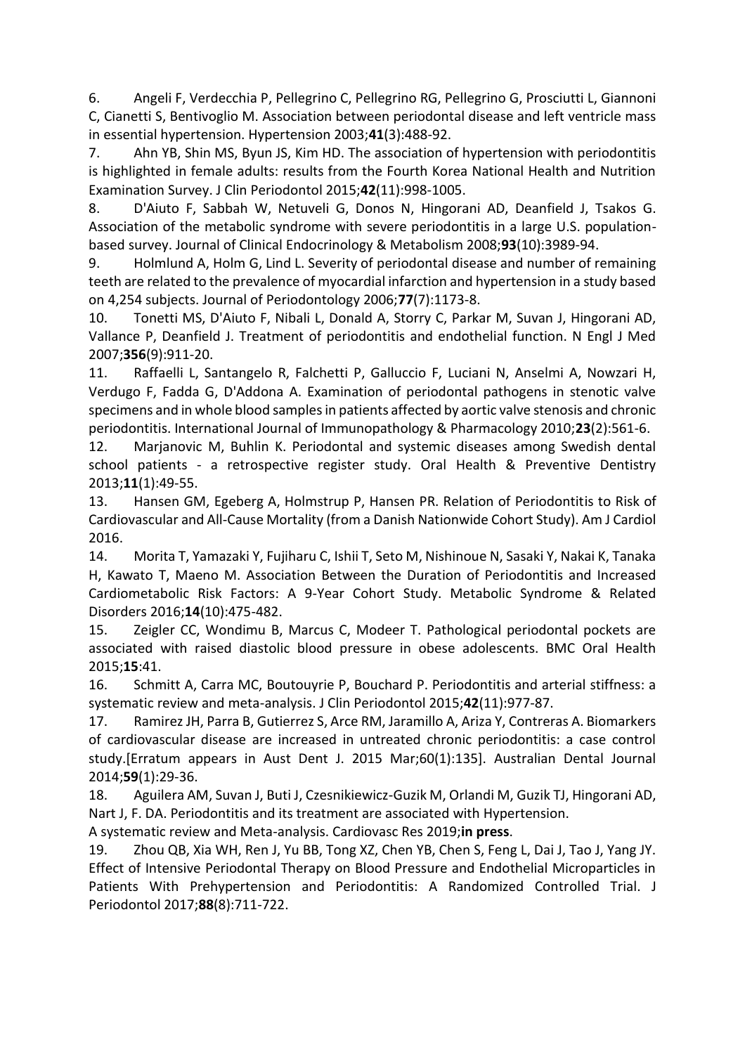6. Angeli F, Verdecchia P, Pellegrino C, Pellegrino RG, Pellegrino G, Prosciutti L, Giannoni C, Cianetti S, Bentivoglio M. Association between periodontal disease and left ventricle mass in essential hypertension. Hypertension 2003;**41**(3):488-92.

7. Ahn YB, Shin MS, Byun JS, Kim HD. The association of hypertension with periodontitis is highlighted in female adults: results from the Fourth Korea National Health and Nutrition Examination Survey. J Clin Periodontol 2015;**42**(11):998-1005.

8. D'Aiuto F, Sabbah W, Netuveli G, Donos N, Hingorani AD, Deanfield J, Tsakos G. Association of the metabolic syndrome with severe periodontitis in a large U.S. population-based survey. Journal of Clinical Endocrinology & Metabolism 2008;**93**(10):3989-94.

9. Holmlund A, Holm G, Lind L. Severity of periodontal disease and number of remaining teeth are related to the prevalence of myocardial infarction and hypertension in a study based on 4,254 subjects. Journal of Periodontology 2006;**77**(7):1173-8.

10. Tonetti MS, D'Aiuto F, Nibali L, Donald A, Storry C, Parkar M, Suvan J, Hingorani AD, Vallance P, Deanfield J. Treatment of periodontitis and endothelial function. N Engl J Med 2007;**356**(9):911-20.

11. Raffaelli L, Santangelo R, Falchetti P, Galluccio F, Luciani N, Anselmi A, Nowzari H, Verdugo F, Fadda G, D'Addona A. Examination of periodontal pathogens in stenotic valve specimens and in whole blood samples in patients affected by aortic valve stenosis and chronic periodontitis. International Journal of Immunopathology & Pharmacology 2010;**23**(2):561-6.

12. Marjanovic M, Buhlin K. Periodontal and systemic diseases among Swedish dental school patients - a retrospective register study. Oral Health & Preventive Dentistry 2013;**11**(1):49-55.

13. Hansen GM, Egeberg A, Holmstrup P, Hansen PR. Relation of Periodontitis to Risk of Cardiovascular and All-Cause Mortality (from a Danish Nationwide Cohort Study). Am J Cardiol 2016.

14. Morita T, Yamazaki Y, Fujiharu C, Ishii T, Seto M, Nishinoue N, Sasaki Y, Nakai K, Tanaka H, Kawato T, Maeno M. Association Between the Duration of Periodontitis and Increased Cardiometabolic Risk Factors: A 9-Year Cohort Study. Metabolic Syndrome & Related Disorders 2016;**14**(10):475-482.

15. Zeigler CC, Wondimu B, Marcus C, Modeer T. Pathological periodontal pockets are associated with raised diastolic blood pressure in obese adolescents. BMC Oral Health 2015;**15**:41.

16. Schmitt A, Carra MC, Boutouyrie P, Bouchard P. Periodontitis and arterial stiffness: a systematic review and meta-analysis. J Clin Periodontol 2015;**42**(11):977-87.

17. Ramirez JH, Parra B, Gutierrez S, Arce RM, Jaramillo A, Ariza Y, Contreras A. Biomarkers of cardiovascular disease are increased in untreated chronic periodontitis: a case control study.[Erratum appears in Aust Dent J. 2015 Mar;60(1):135]. Australian Dental Journal 2014;**59**(1):29-36.

18. Aguilera AM, Suvan J, Buti J, Czesnikiewicz-Guzik M, Orlandi M, Guzik TJ, Hingorani AD, Nart J, F. DA. Periodontitis and its treatment are associated with Hypertension.
A systematic review and Meta-analysis. Cardiovasc Res 2019;**in press**.

19. Zhou QB, Xia WH, Ren J, Yu BB, Tong XZ, Chen YB, Chen S, Feng L, Dai J, Tao J, Yang JY. Effect of Intensive Periodontal Therapy on Blood Pressure and Endothelial Microparticles in Patients With Prehypertension and Periodontitis: A Randomized Controlled Trial. J Periodontol 2017;**88**(8):711-722.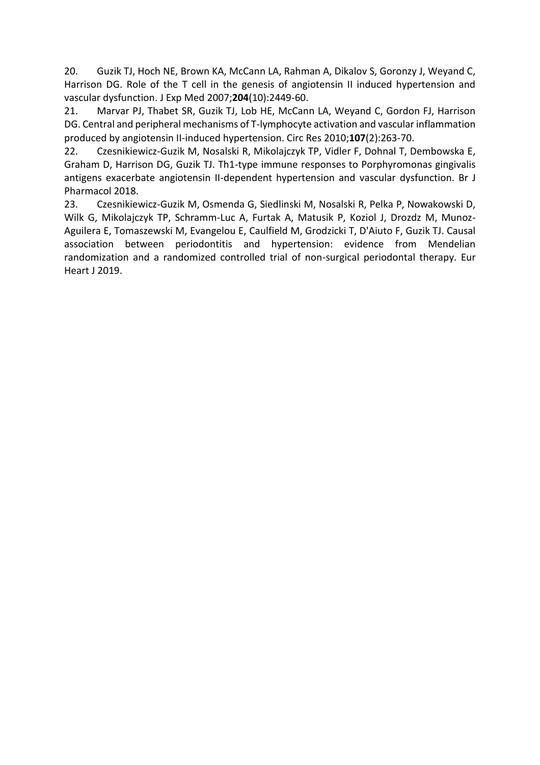20. Guzik TJ, Hoch NE, Brown KA, McCann LA, Rahman A, Dikalov S, Goronzy J, Weyand C, Harrison DG. Role of the T cell in the genesis of angiotensin II induced hypertension and vascular dysfunction. J Exp Med 2007;**204**(10):2449-60.

21. Marvar PJ, Thabet SR, Guzik TJ, Lob HE, McCann LA, Weyand C, Gordon FJ, Harrison DG. Central and peripheral mechanisms of T-lymphocyte activation and vascular inflammation produced by angiotensin II-induced hypertension. Circ Res 2010;**107**(2):263-70.

22. Czesnikiewicz-Guzik M, Nosalski R, Mikolajczyk TP, Vidler F, Dohnal T, Dembowska E, Graham D, Harrison DG, Guzik TJ. Th1-type immune responses to Porphyromonas gingivalis antigens exacerbate angiotensin II-dependent hypertension and vascular dysfunction. Br J Pharmacol 2018.

23. Czesnikiewicz-Guzik M, Osmenda G, Siedlinski M, Nosalski R, Pelka P, Nowakowski D, Wilk G, Mikolajczyk TP, Schramm-Luc A, Furtak A, Matusik P, Koziol J, Drozdz M, Munoz-Aguilera E, Tomaszewski M, Evangelou E, Caulfield M, Grodzicki T, D'Aiuto F, Guzik TJ. Causal association between periodontitis and hypertension: evidence from Mendelian randomization and a randomized controlled trial of non-surgical periodontal therapy. Eur Heart J 2019.